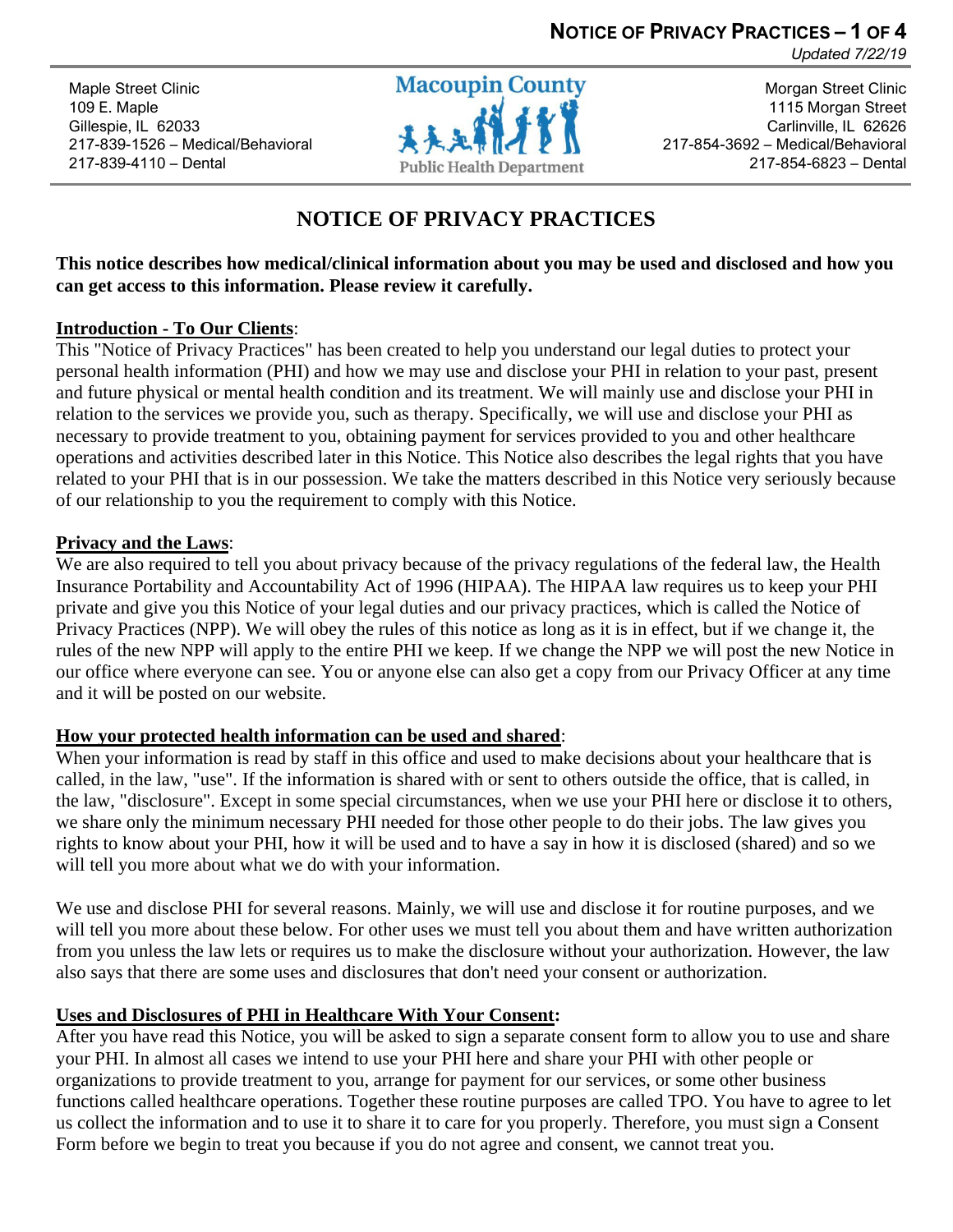Maple Street Clinic
109 E. Maple
Gillespie, IL 62033
217-839-1526 – Medical/Behavioral
217-839-4110 – Dental

Macoupin County Public Health Department

Morgan Street Clinic
1115 Morgan Street
Carlinville, IL 62626
217-854-3692 – Medical/Behavioral
217-854-6823 – Dental

# NOTICE OF PRIVACY PRACTICES

**This notice describes how medical/clinical information about you may be used and disclosed and how you can get access to this information. Please review it carefully.**

**Introduction - To Our Clients**:
This "Notice of Privacy Practices" has been created to help you understand our legal duties to protect your personal health information (PHI) and how we may use and disclose your PHI in relation to your past, present and future physical or mental health condition and its treatment. We will mainly use and disclose your PHI in relation to the services we provide you, such as therapy. Specifically, we will use and disclose your PHI as necessary to provide treatment to you, obtaining payment for services provided to you and other healthcare operations and activities described later in this Notice. This Notice also describes the legal rights that you have related to your PHI that is in our possession. We take the matters described in this Notice very seriously because of our relationship to you the requirement to comply with this Notice.

**Privacy and the Laws**:
We are also required to tell you about privacy because of the privacy regulations of the federal law, the Health Insurance Portability and Accountability Act of 1996 (HIPAA). The HIPAA law requires us to keep your PHI private and give you this Notice of your legal duties and our privacy practices, which is called the Notice of Privacy Practices (NPP). We will obey the rules of this notice as long as it is in effect, but if we change it, the rules of the new NPP will apply to the entire PHI we keep. If we change the NPP we will post the new Notice in our office where everyone can see. You or anyone else can also get a copy from our Privacy Officer at any time and it will be posted on our website.

**How your protected health information can be used and shared**:
When your information is read by staff in this office and used to make decisions about your healthcare that is called, in the law, "use". If the information is shared with or sent to others outside the office, that is called, in the law, "disclosure". Except in some special circumstances, when we use your PHI here or disclose it to others, we share only the minimum necessary PHI needed for those other people to do their jobs. The law gives you rights to know about your PHI, how it will be used and to have a say in how it is disclosed (shared) and so we will tell you more about what we do with your information.

We use and disclose PHI for several reasons. Mainly, we will use and disclose it for routine purposes, and we will tell you more about these below. For other uses we must tell you about them and have written authorization from you unless the law lets or requires us to make the disclosure without your authorization. However, the law also says that there are some uses and disclosures that don't need your consent or authorization.

**Uses and Disclosures of PHI in Healthcare With Your Consent:**
After you have read this Notice, you will be asked to sign a separate consent form to allow you to use and share your PHI. In almost all cases we intend to use your PHI here and share your PHI with other people or organizations to provide treatment to you, arrange for payment for our services, or some other business functions called healthcare operations. Together these routine purposes are called TPO. You have to agree to let us collect the information and to use it to share it to care for you properly. Therefore, you must sign a Consent Form before we begin to treat you because if you do not agree and consent, we cannot treat you.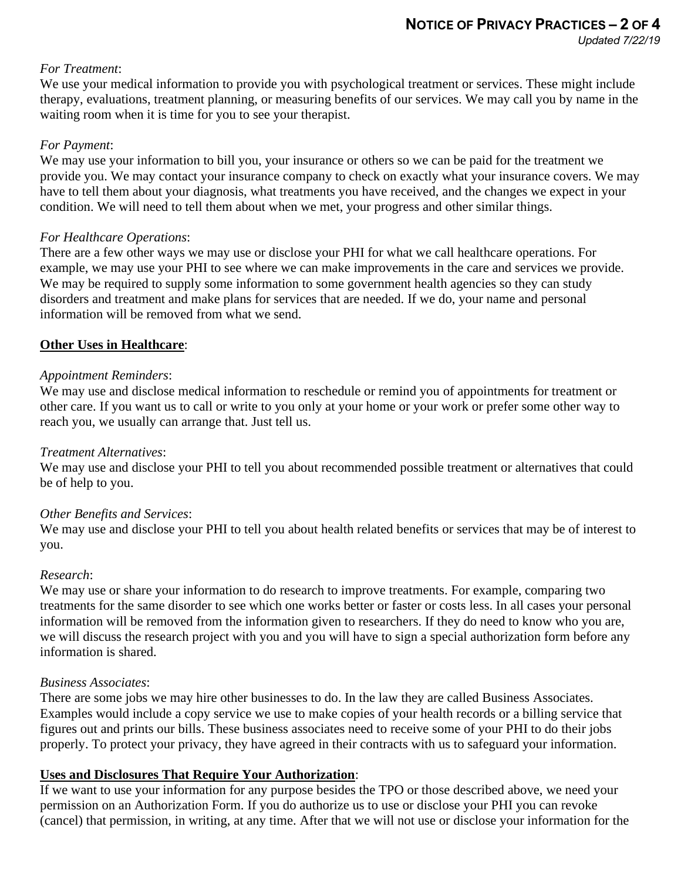*For Treatment*:
We use your medical information to provide you with psychological treatment or services. These might include therapy, evaluations, treatment planning, or measuring benefits of our services. We may call you by name in the waiting room when it is time for you to see your therapist.

*For Payment*:
We may use your information to bill you, your insurance or others so we can be paid for the treatment we provide you. We may contact your insurance company to check on exactly what your insurance covers. We may have to tell them about your diagnosis, what treatments you have received, and the changes we expect in your condition. We will need to tell them about when we met, your progress and other similar things.

*For Healthcare Operations*:
There are a few other ways we may use or disclose your PHI for what we call healthcare operations. For example, we may use your PHI to see where we can make improvements in the care and services we provide. We may be required to supply some information to some government health agencies so they can study disorders and treatment and make plans for services that are needed. If we do, your name and personal information will be removed from what we send.

**Other Uses in Healthcare**:

*Appointment Reminders*:
We may use and disclose medical information to reschedule or remind you of appointments for treatment or other care. If you want us to call or write to you only at your home or your work or prefer some other way to reach you, we usually can arrange that. Just tell us.

*Treatment Alternatives*:
We may use and disclose your PHI to tell you about recommended possible treatment or alternatives that could be of help to you.

*Other Benefits and Services*:
We may use and disclose your PHI to tell you about health related benefits or services that may be of interest to you.

*Research*:
We may use or share your information to do research to improve treatments. For example, comparing two treatments for the same disorder to see which one works better or faster or costs less. In all cases your personal information will be removed from the information given to researchers. If they do need to know who you are, we will discuss the research project with you and you will have to sign a special authorization form before any information is shared.

*Business Associates*:
There are some jobs we may hire other businesses to do. In the law they are called Business Associates. Examples would include a copy service we use to make copies of your health records or a billing service that figures out and prints our bills. These business associates need to receive some of your PHI to do their jobs properly. To protect your privacy, they have agreed in their contracts with us to safeguard your information.

**Uses and Disclosures That Require Your Authorization**:
If we want to use your information for any purpose besides the TPO or those described above, we need your permission on an Authorization Form. If you do authorize us to use or disclose your PHI you can revoke (cancel) that permission, in writing, at any time. After that we will not use or disclose your information for the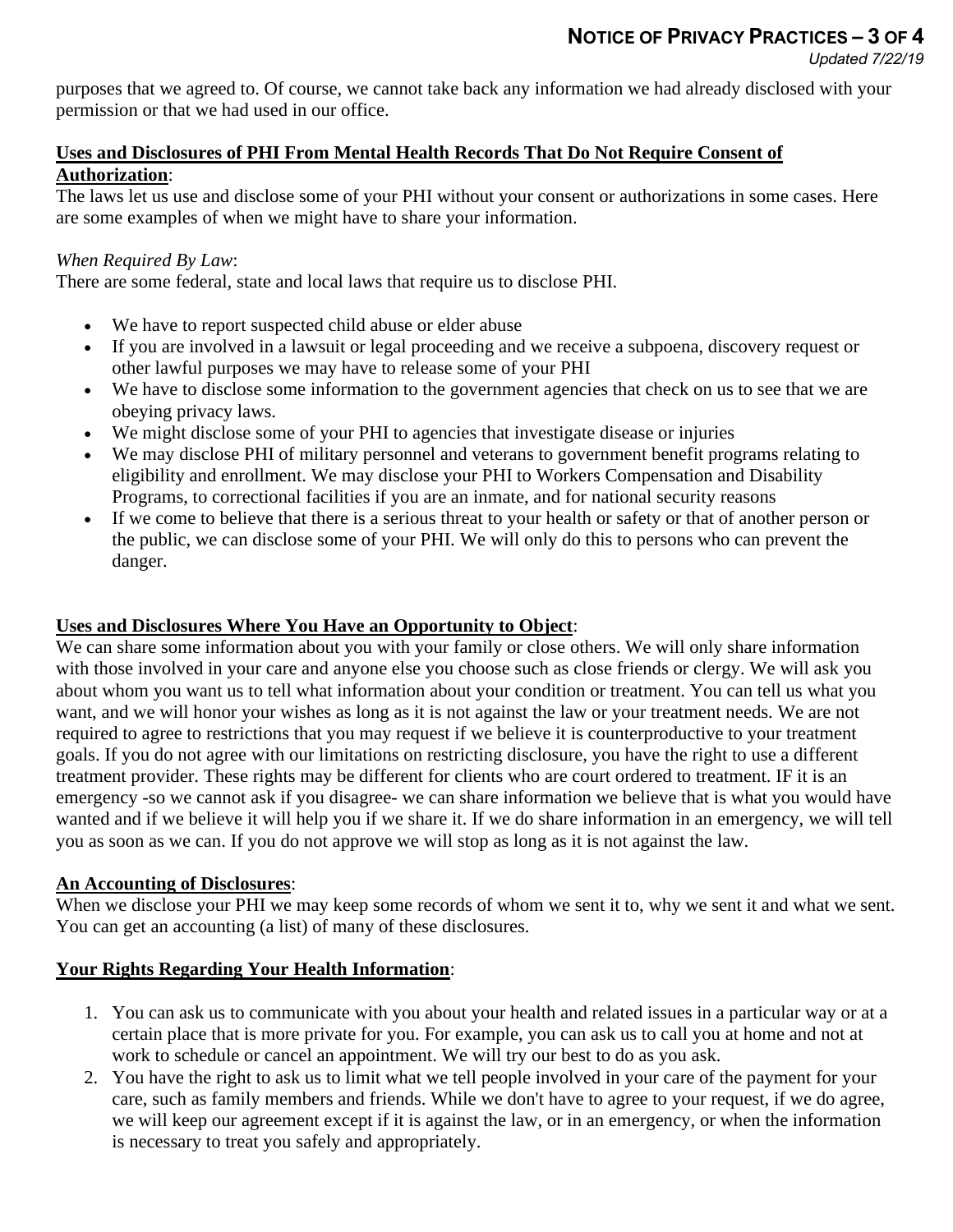purposes that we agreed to. Of course, we cannot take back any information we had already disclosed with your permission or that we had used in our office.

**Uses and Disclosures of PHI From Mental Health Records That Do Not Require Consent of Authorization**:

The laws let us use and disclose some of your PHI without your consent or authorizations in some cases. Here are some examples of when we might have to share your information.

*When Required By Law*:

There are some federal, state and local laws that require us to disclose PHI.

- We have to report suspected child abuse or elder abuse
- If you are involved in a lawsuit or legal proceeding and we receive a subpoena, discovery request or other lawful purposes we may have to release some of your PHI
- We have to disclose some information to the government agencies that check on us to see that we are obeying privacy laws.
- We might disclose some of your PHI to agencies that investigate disease or injuries
- We may disclose PHI of military personnel and veterans to government benefit programs relating to eligibility and enrollment. We may disclose your PHI to Workers Compensation and Disability Programs, to correctional facilities if you are an inmate, and for national security reasons
- If we come to believe that there is a serious threat to your health or safety or that of another person or the public, we can disclose some of your PHI. We will only do this to persons who can prevent the danger.

**Uses and Disclosures Where You Have an Opportunity to Object**:

We can share some information about you with your family or close others. We will only share information with those involved in your care and anyone else you choose such as close friends or clergy. We will ask you about whom you want us to tell what information about your condition or treatment. You can tell us what you want, and we will honor your wishes as long as it is not against the law or your treatment needs. We are not required to agree to restrictions that you may request if we believe it is counterproductive to your treatment goals. If you do not agree with our limitations on restricting disclosure, you have the right to use a different treatment provider. These rights may be different for clients who are court ordered to treatment. IF it is an emergency -so we cannot ask if you disagree- we can share information we believe that is what you would have wanted and if we believe it will help you if we share it. If we do share information in an emergency, we will tell you as soon as we can. If you do not approve we will stop as long as it is not against the law.

**An Accounting of Disclosures**:

When we disclose your PHI we may keep some records of whom we sent it to, why we sent it and what we sent. You can get an accounting (a list) of many of these disclosures.

**Your Rights Regarding Your Health Information**:

1. You can ask us to communicate with you about your health and related issues in a particular way or at a certain place that is more private for you. For example, you can ask us to call you at home and not at work to schedule or cancel an appointment. We will try our best to do as you ask.
2. You have the right to ask us to limit what we tell people involved in your care of the payment for your care, such as family members and friends. While we don't have to agree to your request, if we do agree, we will keep our agreement except if it is against the law, or in an emergency, or when the information is necessary to treat you safely and appropriately.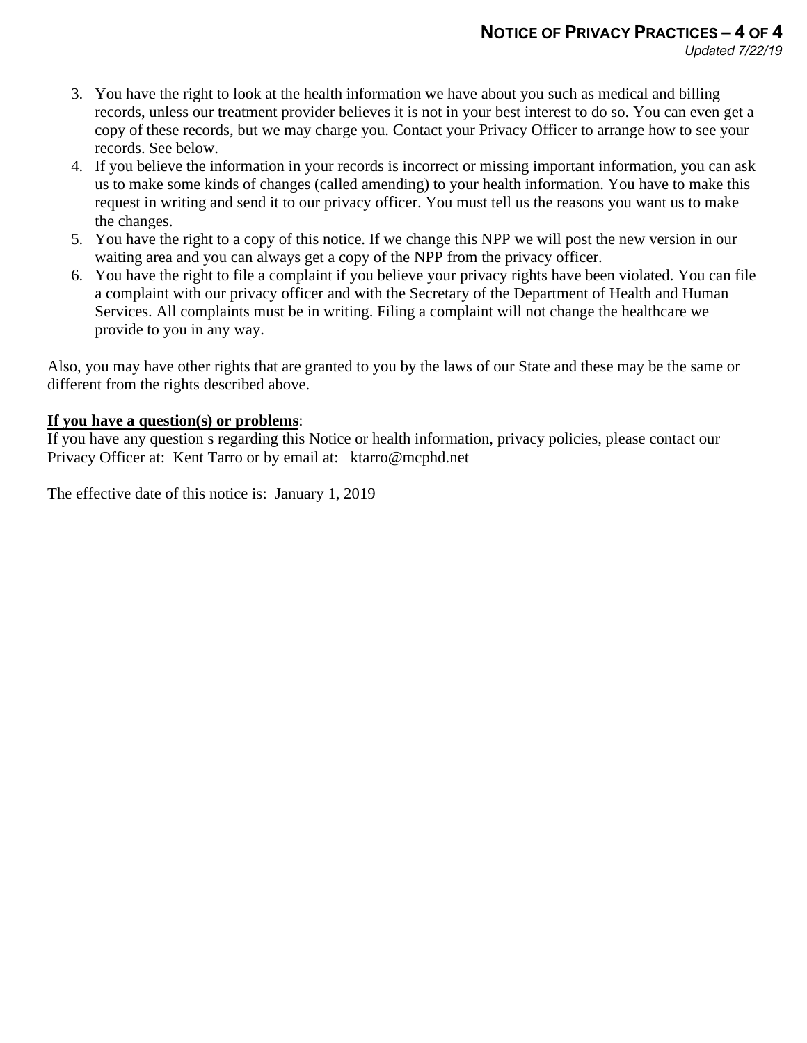3. You have the right to look at the health information we have about you such as medical and billing records, unless our treatment provider believes it is not in your best interest to do so. You can even get a copy of these records, but we may charge you. Contact your Privacy Officer to arrange how to see your records. See below.
4. If you believe the information in your records is incorrect or missing important information, you can ask us to make some kinds of changes (called amending) to your health information. You have to make this request in writing and send it to our privacy officer. You must tell us the reasons you want us to make the changes.
5. You have the right to a copy of this notice. If we change this NPP we will post the new version in our waiting area and you can always get a copy of the NPP from the privacy officer.
6. You have the right to file a complaint if you believe your privacy rights have been violated. You can file a complaint with our privacy officer and with the Secretary of the Department of Health and Human Services. All complaints must be in writing. Filing a complaint will not change the healthcare we provide to you in any way.

Also, you may have other rights that are granted to you by the laws of our State and these may be the same or different from the rights described above.

**If you have a question(s) or problems**:
If you have any question s regarding this Notice or health information, privacy policies, please contact our Privacy Officer at: Kent Tarro or by email at: ktarro@mcphd.net

The effective date of this notice is: January 1, 2019